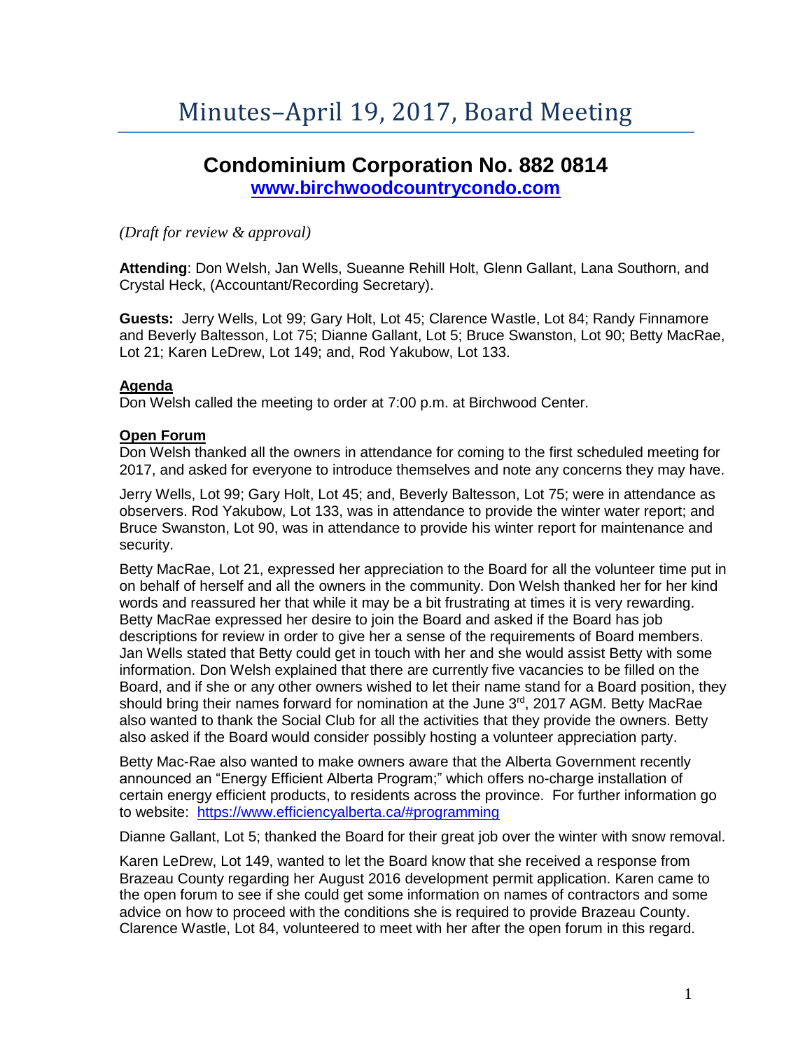# Minutes–April 19, 2017, Board Meeting

## Condominium Corporation No. 882 0814

**www.birchwoodcountrycondo.com**

*(Draft for review & approval)*

**Attending**: Don Welsh, Jan Wells, Sueanne Rehill Holt, Glenn Gallant, Lana Southorn, and Crystal Heck, (Accountant/Recording Secretary).

**Guests:** Jerry Wells, Lot 99; Gary Holt, Lot 45; Clarence Wastle, Lot 84; Randy Finnamore and Beverly Baltesson, Lot 75; Dianne Gallant, Lot 5; Bruce Swanston, Lot 90; Betty MacRae, Lot 21; Karen LeDrew, Lot 149; and, Rod Yakubow, Lot 133.

### Agenda

Don Welsh called the meeting to order at 7:00 p.m. at Birchwood Center.

### Open Forum

Don Welsh thanked all the owners in attendance for coming to the first scheduled meeting for 2017, and asked for everyone to introduce themselves and note any concerns they may have.

Jerry Wells, Lot 99; Gary Holt, Lot 45; and, Beverly Baltesson, Lot 75; were in attendance as observers. Rod Yakubow, Lot 133, was in attendance to provide the winter water report; and Bruce Swanston, Lot 90, was in attendance to provide his winter report for maintenance and security.

Betty MacRae, Lot 21, expressed her appreciation to the Board for all the volunteer time put in on behalf of herself and all the owners in the community. Don Welsh thanked her for her kind words and reassured her that while it may be a bit frustrating at times it is very rewarding. Betty MacRae expressed her desire to join the Board and asked if the Board has job descriptions for review in order to give her a sense of the requirements of Board members. Jan Wells stated that Betty could get in touch with her and she would assist Betty with some information. Don Welsh explained that there are currently five vacancies to be filled on the Board, and if she or any other owners wished to let their name stand for a Board position, they should bring their names forward for nomination at the June 3rd, 2017 AGM. Betty MacRae also wanted to thank the Social Club for all the activities that they provide the owners. Betty also asked if the Board would consider possibly hosting a volunteer appreciation party.

Betty Mac-Rae also wanted to make owners aware that the Alberta Government recently announced an "Energy Efficient Alberta Program;" which offers no-charge installation of certain energy efficient products, to residents across the province. For further information go to website: https://www.efficiencyalberta.ca/#programming

Dianne Gallant, Lot 5; thanked the Board for their great job over the winter with snow removal.

Karen LeDrew, Lot 149, wanted to let the Board know that she received a response from Brazeau County regarding her August 2016 development permit application. Karen came to the open forum to see if she could get some information on names of contractors and some advice on how to proceed with the conditions she is required to provide Brazeau County. Clarence Wastle, Lot 84, volunteered to meet with her after the open forum in this regard.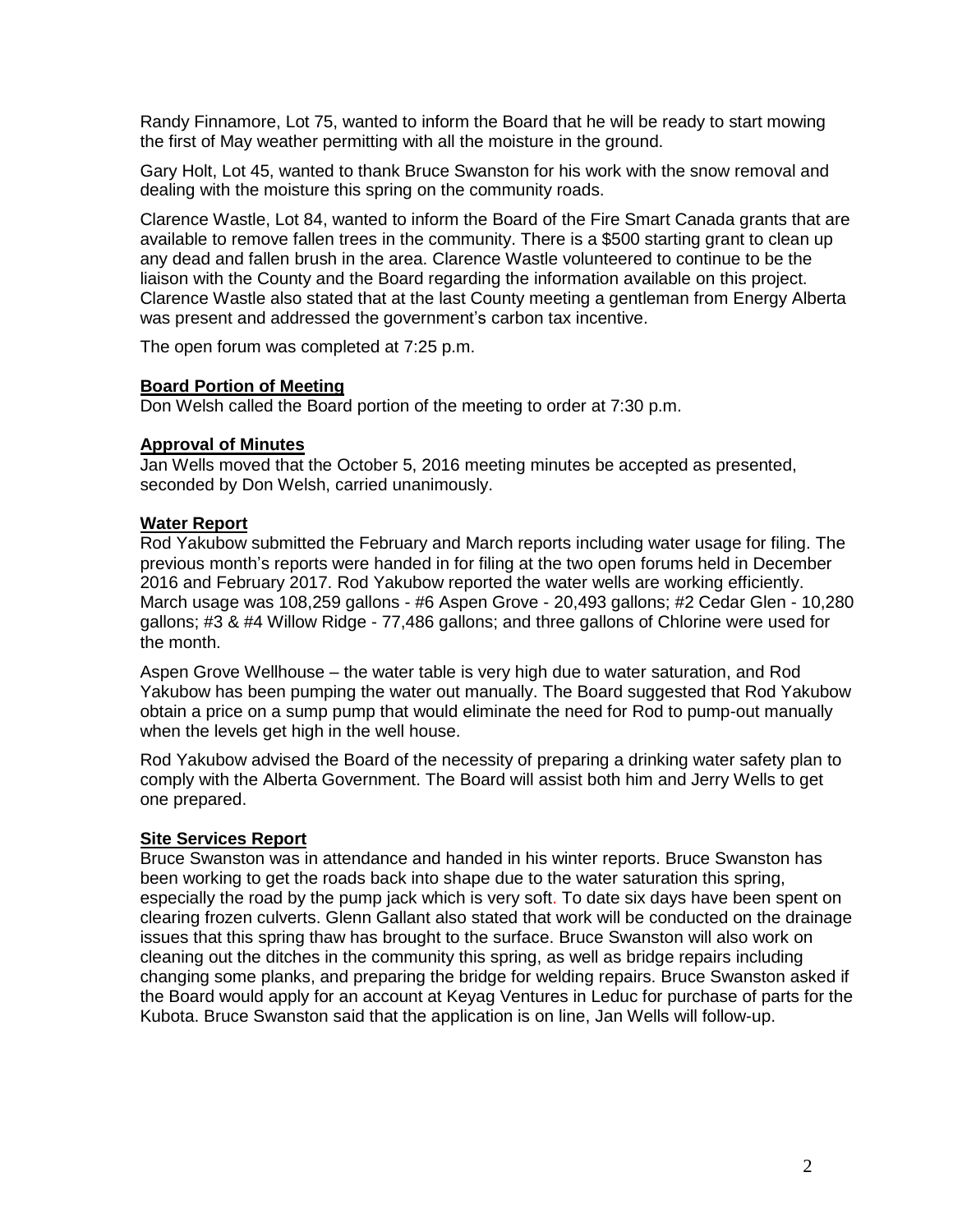Randy Finnamore, Lot 75, wanted to inform the Board that he will be ready to start mowing the first of May weather permitting with all the moisture in the ground.

Gary Holt, Lot 45, wanted to thank Bruce Swanston for his work with the snow removal and dealing with the moisture this spring on the community roads.

Clarence Wastle, Lot 84, wanted to inform the Board of the Fire Smart Canada grants that are available to remove fallen trees in the community. There is a $500 starting grant to clean up any dead and fallen brush in the area. Clarence Wastle volunteered to continue to be the liaison with the County and the Board regarding the information available on this project. Clarence Wastle also stated that at the last County meeting a gentleman from Energy Alberta was present and addressed the government's carbon tax incentive.

The open forum was completed at 7:25 p.m.

**Board Portion of Meeting**

Don Welsh called the Board portion of the meeting to order at 7:30 p.m.

**Approval of Minutes**

Jan Wells moved that the October 5, 2016 meeting minutes be accepted as presented, seconded by Don Welsh, carried unanimously.

**Water Report**

Rod Yakubow submitted the February and March reports including water usage for filing. The previous month's reports were handed in for filing at the two open forums held in December 2016 and February 2017. Rod Yakubow reported the water wells are working efficiently. March usage was 108,259 gallons - #6 Aspen Grove - 20,493 gallons; #2 Cedar Glen - 10,280 gallons; #3 & #4 Willow Ridge - 77,486 gallons; and three gallons of Chlorine were used for the month.

Aspen Grove Wellhouse – the water table is very high due to water saturation, and Rod Yakubow has been pumping the water out manually. The Board suggested that Rod Yakubow obtain a price on a sump pump that would eliminate the need for Rod to pump-out manually when the levels get high in the well house.

Rod Yakubow advised the Board of the necessity of preparing a drinking water safety plan to comply with the Alberta Government. The Board will assist both him and Jerry Wells to get one prepared.

**Site Services Report**

Bruce Swanston was in attendance and handed in his winter reports. Bruce Swanston has been working to get the roads back into shape due to the water saturation this spring, especially the road by the pump jack which is very soft. To date six days have been spent on clearing frozen culverts. Glenn Gallant also stated that work will be conducted on the drainage issues that this spring thaw has brought to the surface. Bruce Swanston will also work on cleaning out the ditches in the community this spring, as well as bridge repairs including changing some planks, and preparing the bridge for welding repairs. Bruce Swanston asked if the Board would apply for an account at Keyag Ventures in Leduc for purchase of parts for the Kubota. Bruce Swanston said that the application is on line, Jan Wells will follow-up.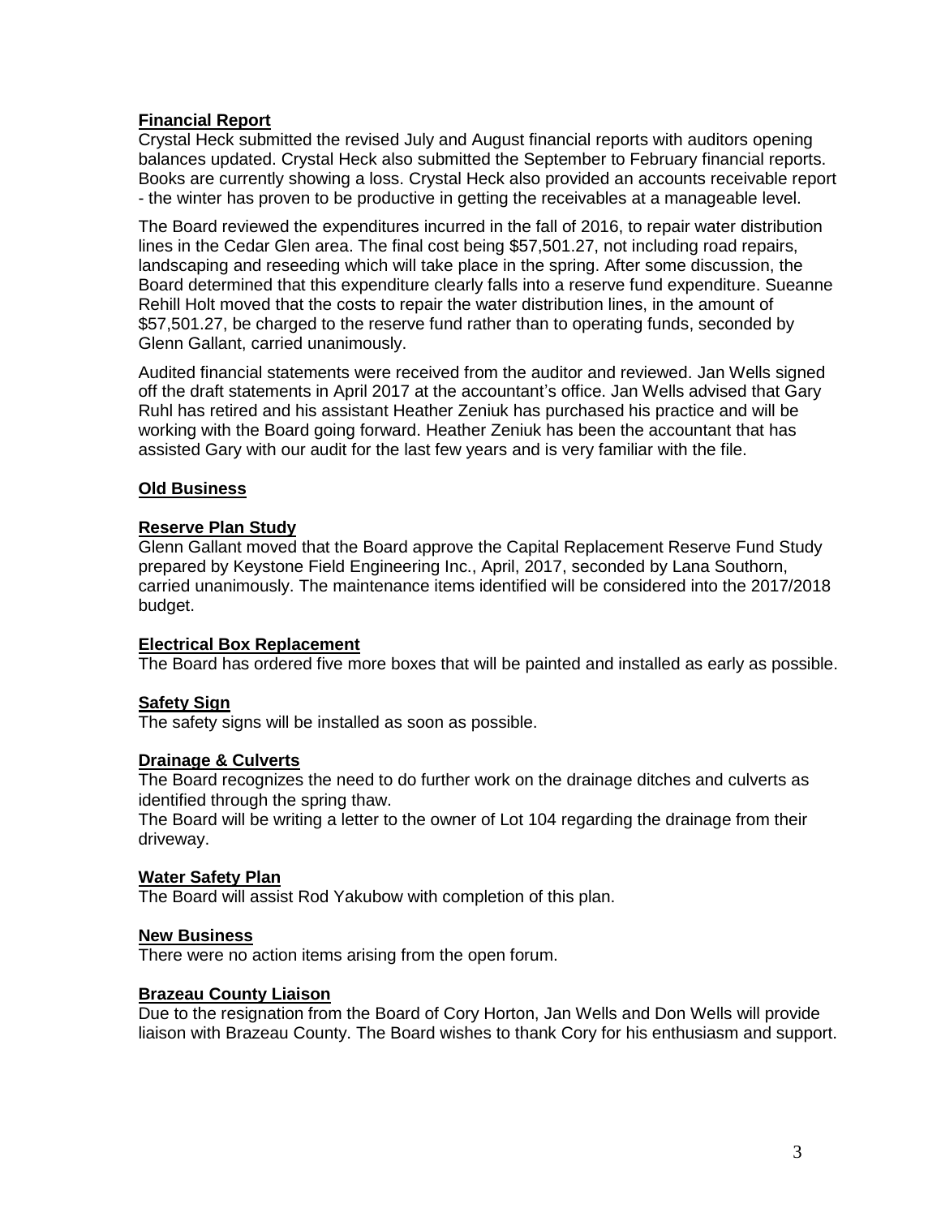**Financial Report**

Crystal Heck submitted the revised July and August financial reports with auditors opening balances updated. Crystal Heck also submitted the September to February financial reports. Books are currently showing a loss. Crystal Heck also provided an accounts receivable report - the winter has proven to be productive in getting the receivables at a manageable level.

The Board reviewed the expenditures incurred in the fall of 2016, to repair water distribution lines in the Cedar Glen area. The final cost being $57,501.27, not including road repairs, landscaping and reseeding which will take place in the spring. After some discussion, the Board determined that this expenditure clearly falls into a reserve fund expenditure. Sueanne Rehill Holt moved that the costs to repair the water distribution lines, in the amount of $57,501.27, be charged to the reserve fund rather than to operating funds, seconded by Glenn Gallant, carried unanimously.

Audited financial statements were received from the auditor and reviewed. Jan Wells signed off the draft statements in April 2017 at the accountant's office. Jan Wells advised that Gary Ruhl has retired and his assistant Heather Zeniuk has purchased his practice and will be working with the Board going forward. Heather Zeniuk has been the accountant that has assisted Gary with our audit for the last few years and is very familiar with the file.

**Old Business**

**Reserve Plan Study**

Glenn Gallant moved that the Board approve the Capital Replacement Reserve Fund Study prepared by Keystone Field Engineering Inc., April, 2017, seconded by Lana Southorn, carried unanimously. The maintenance items identified will be considered into the 2017/2018 budget.

**Electrical Box Replacement**

The Board has ordered five more boxes that will be painted and installed as early as possible.

**Safety Sign**

The safety signs will be installed as soon as possible.

**Drainage & Culverts**

The Board recognizes the need to do further work on the drainage ditches and culverts as identified through the spring thaw.

The Board will be writing a letter to the owner of Lot 104 regarding the drainage from their driveway.

**Water Safety Plan**

The Board will assist Rod Yakubow with completion of this plan.

**New Business**

There were no action items arising from the open forum.

**Brazeau County Liaison**

Due to the resignation from the Board of Cory Horton, Jan Wells and Don Wells will provide liaison with Brazeau County. The Board wishes to thank Cory for his enthusiasm and support.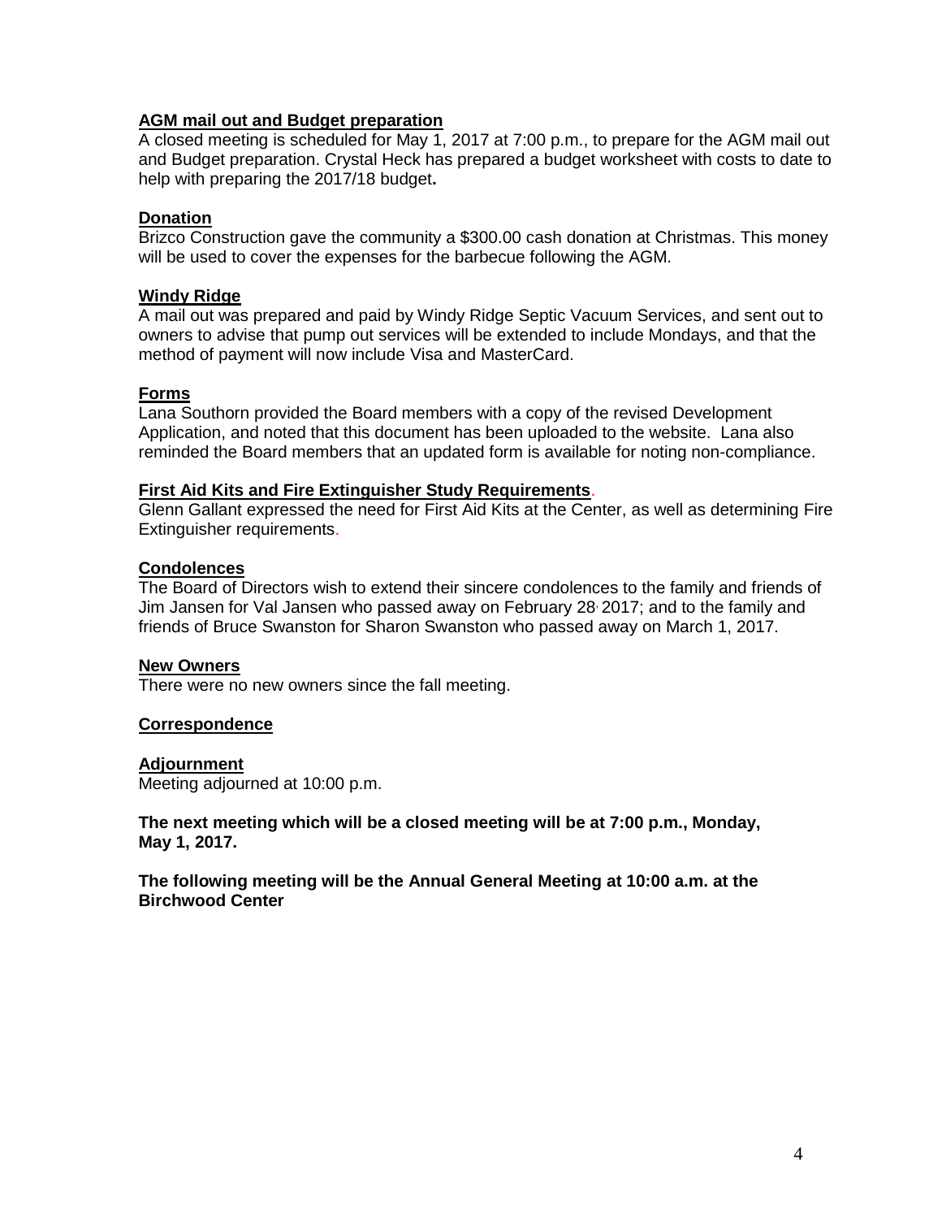**AGM mail out and Budget preparation**

A closed meeting is scheduled for May 1, 2017 at 7:00 p.m., to prepare for the AGM mail out and Budget preparation. Crystal Heck has prepared a budget worksheet with costs to date to help with preparing the 2017/18 budget**.**

**Donation**

Brizco Construction gave the community a $300.00 cash donation at Christmas. This money will be used to cover the expenses for the barbecue following the AGM.

**Windy Ridge**

A mail out was prepared and paid by Windy Ridge Septic Vacuum Services, and sent out to owners to advise that pump out services will be extended to include Mondays, and that the method of payment will now include Visa and MasterCard.

**Forms**

Lana Southorn provided the Board members with a copy of the revised Development Application, and noted that this document has been uploaded to the website. Lana also reminded the Board members that an updated form is available for noting non-compliance.

**First Aid Kits and Fire Extinguisher Study Requirements**.

Glenn Gallant expressed the need for First Aid Kits at the Center, as well as determining Fire Extinguisher requirements.

**Condolences**

The Board of Directors wish to extend their sincere condolences to the family and friends of Jim Jansen for Val Jansen who passed away on February 28, 2017; and to the family and friends of Bruce Swanston for Sharon Swanston who passed away on March 1, 2017.

**New Owners**

There were no new owners since the fall meeting.

**Correspondence**

**Adjournment**

Meeting adjourned at 10:00 p.m.

**The next meeting which will be a closed meeting will be at 7:00 p.m., Monday, May 1, 2017.**

**The following meeting will be the Annual General Meeting at 10:00 a.m. at the Birchwood Center**